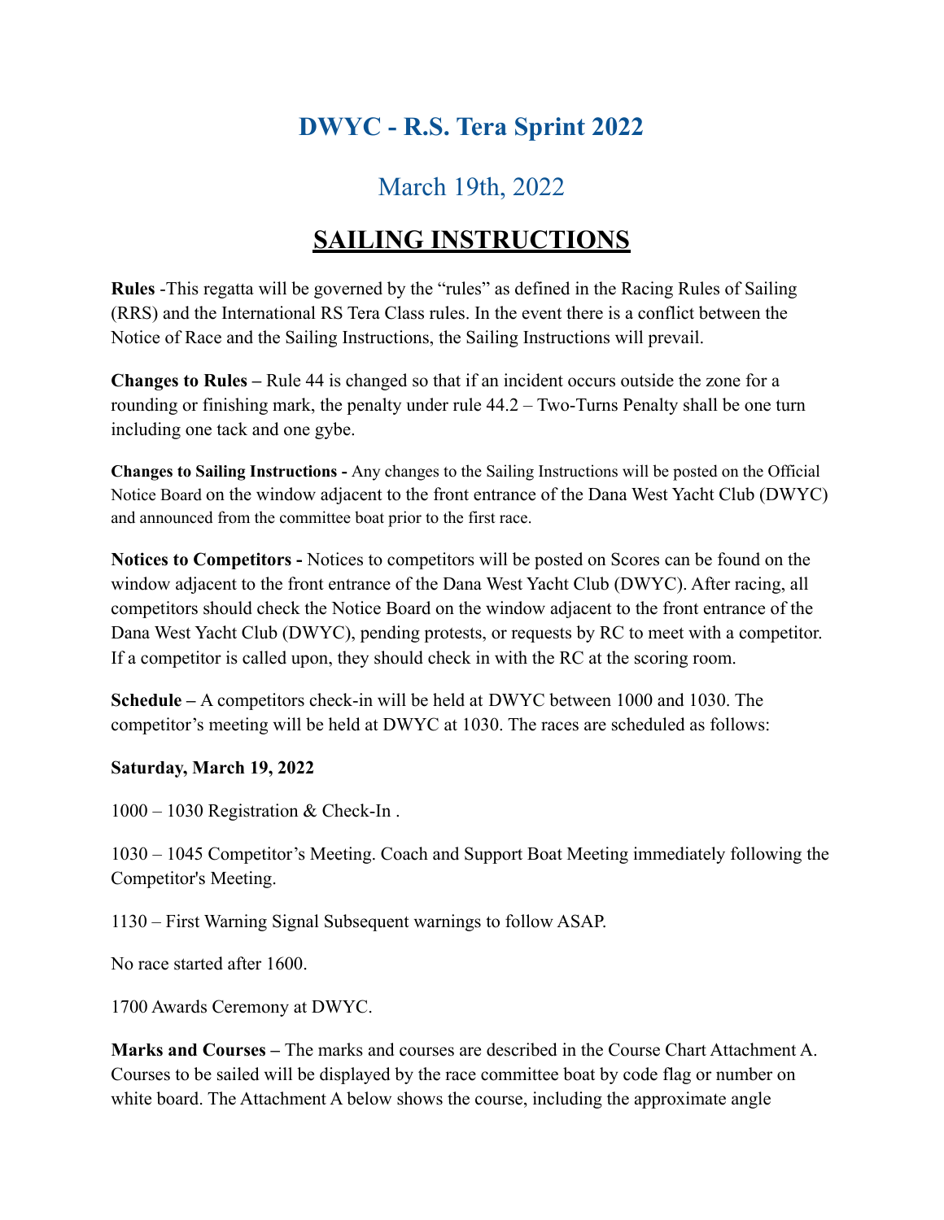# DWYC - R.S. Tera Sprint 2022

## March 19th, 2022

## SAILING INSTRUCTIONS

**Rules** -This regatta will be governed by the "rules" as defined in the Racing Rules of Sailing (RRS) and the International RS Tera Class rules. In the event there is a conflict between the Notice of Race and the Sailing Instructions, the Sailing Instructions will prevail.

**Changes to Rules –** Rule 44 is changed so that if an incident occurs outside the zone for a rounding or finishing mark, the penalty under rule 44.2 – Two-Turns Penalty shall be one turn including one tack and one gybe.

**Changes to Sailing Instructions -** Any changes to the Sailing Instructions will be posted on the Official Notice Board on the window adjacent to the front entrance of the Dana West Yacht Club (DWYC) and announced from the committee boat prior to the first race.

**Notices to Competitors -** Notices to competitors will be posted on Scores can be found on the window adjacent to the front entrance of the Dana West Yacht Club (DWYC). After racing, all competitors should check the Notice Board on the window adjacent to the front entrance of the Dana West Yacht Club (DWYC), pending protests, or requests by RC to meet with a competitor. If a competitor is called upon, they should check in with the RC at the scoring room.

**Schedule –** A competitors check-in will be held at DWYC between 1000 and 1030. The competitor's meeting will be held at DWYC at 1030. The races are scheduled as follows:

**Saturday, March 19, 2022**

1000 – 1030 Registration & Check-In .

1030 – 1045 Competitor's Meeting. Coach and Support Boat Meeting immediately following the Competitor's Meeting.

1130 – First Warning Signal Subsequent warnings to follow ASAP.

No race started after 1600.

1700 Awards Ceremony at DWYC.

**Marks and Courses –** The marks and courses are described in the Course Chart Attachment A. Courses to be sailed will be displayed by the race committee boat by code flag or number on white board. The Attachment A below shows the course, including the approximate angle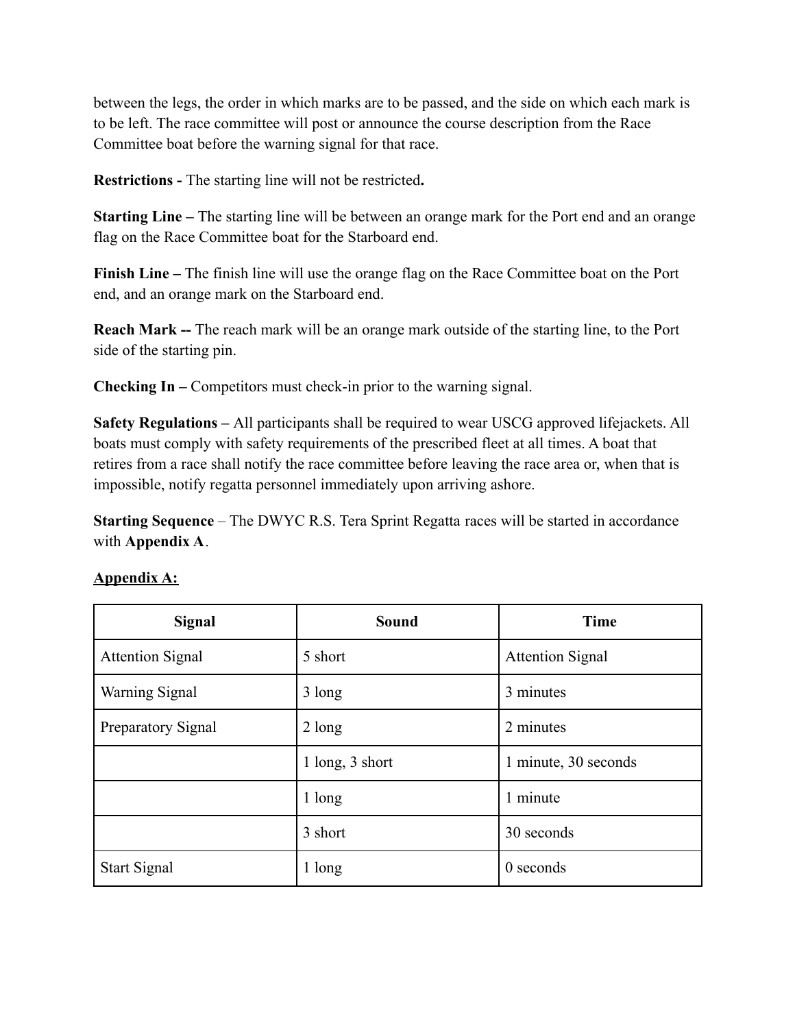between the legs, the order in which marks are to be passed, and the side on which each mark is to be left. The race committee will post or announce the course description from the Race Committee boat before the warning signal for that race.

**Restrictions -** The starting line will not be restricted**.**

**Starting Line –** The starting line will be between an orange mark for the Port end and an orange flag on the Race Committee boat for the Starboard end.

**Finish Line –** The finish line will use the orange flag on the Race Committee boat on the Port end, and an orange mark on the Starboard end.

**Reach Mark --** The reach mark will be an orange mark outside of the starting line, to the Port side of the starting pin.

**Checking In –** Competitors must check-in prior to the warning signal.

**Safety Regulations –** All participants shall be required to wear USCG approved lifejackets. All boats must comply with safety requirements of the prescribed fleet at all times. A boat that retires from a race shall notify the race committee before leaving the race area or, when that is impossible, notify regatta personnel immediately upon arriving ashore.

**Starting Sequence** – The DWYC R.S. Tera Sprint Regatta races will be started in accordance with **Appendix A**.

**Appendix A:**

| Signal | Sound | Time |
|---|---|---|
| Attention Signal | 5 short | Attention Signal |
| Warning Signal | 3 long | 3 minutes |
| Preparatory Signal | 2 long | 2 minutes |
| | 1 long, 3 short | 1 minute, 30 seconds |
| | 1 long | 1 minute |
| | 3 short | 30 seconds |
| Start Signal | 1 long | 0 seconds |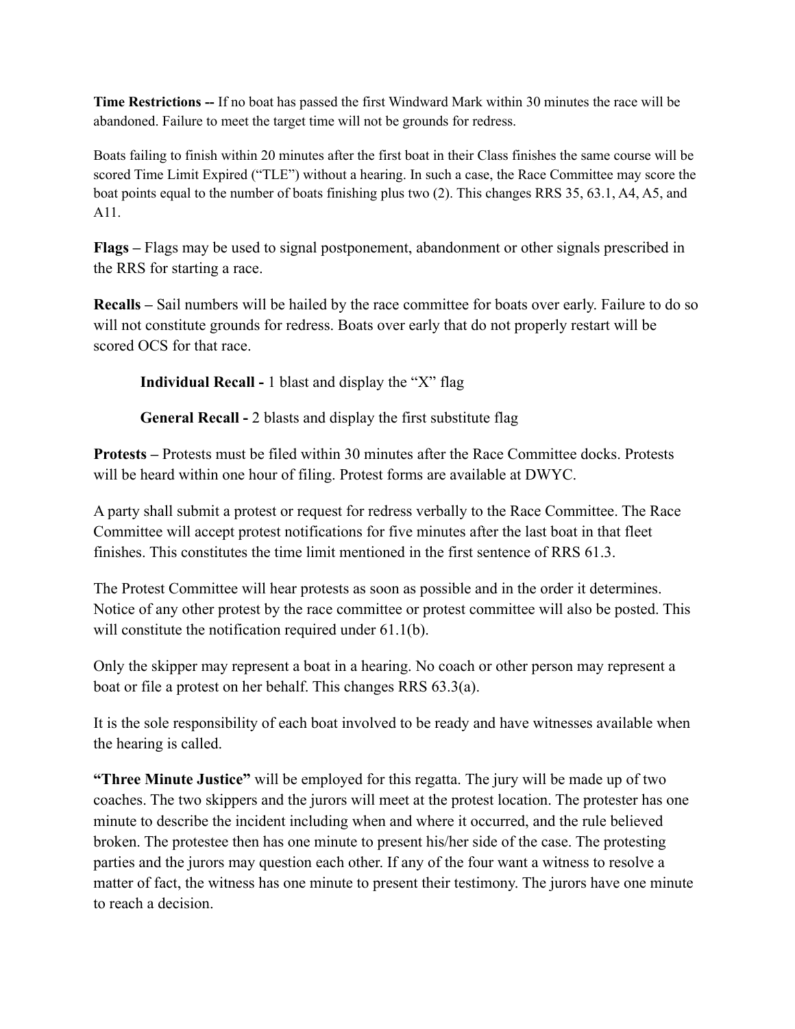**Time Restrictions --** If no boat has passed the first Windward Mark within 30 minutes the race will be abandoned. Failure to meet the target time will not be grounds for redress.

Boats failing to finish within 20 minutes after the first boat in their Class finishes the same course will be scored Time Limit Expired ("TLE") without a hearing. In such a case, the Race Committee may score the boat points equal to the number of boats finishing plus two (2). This changes RRS 35, 63.1, A4, A5, and A11.

**Flags –** Flags may be used to signal postponement, abandonment or other signals prescribed in the RRS for starting a race.

**Recalls –** Sail numbers will be hailed by the race committee for boats over early. Failure to do so will not constitute grounds for redress. Boats over early that do not properly restart will be scored OCS for that race.

> **Individual Recall -** 1 blast and display the "X" flag
>
> **General Recall -** 2 blasts and display the first substitute flag

**Protests –** Protests must be filed within 30 minutes after the Race Committee docks. Protests will be heard within one hour of filing. Protest forms are available at DWYC.

A party shall submit a protest or request for redress verbally to the Race Committee. The Race Committee will accept protest notifications for five minutes after the last boat in that fleet finishes. This constitutes the time limit mentioned in the first sentence of RRS 61.3.

The Protest Committee will hear protests as soon as possible and in the order it determines. Notice of any other protest by the race committee or protest committee will also be posted. This will constitute the notification required under 61.1(b).

Only the skipper may represent a boat in a hearing. No coach or other person may represent a boat or file a protest on her behalf. This changes RRS 63.3(a).

It is the sole responsibility of each boat involved to be ready and have witnesses available when the hearing is called.

**"Three Minute Justice"** will be employed for this regatta. The jury will be made up of two coaches. The two skippers and the jurors will meet at the protest location. The protester has one minute to describe the incident including when and where it occurred, and the rule believed broken. The protestee then has one minute to present his/her side of the case. The protesting parties and the jurors may question each other. If any of the four want a witness to resolve a matter of fact, the witness has one minute to present their testimony. The jurors have one minute to reach a decision.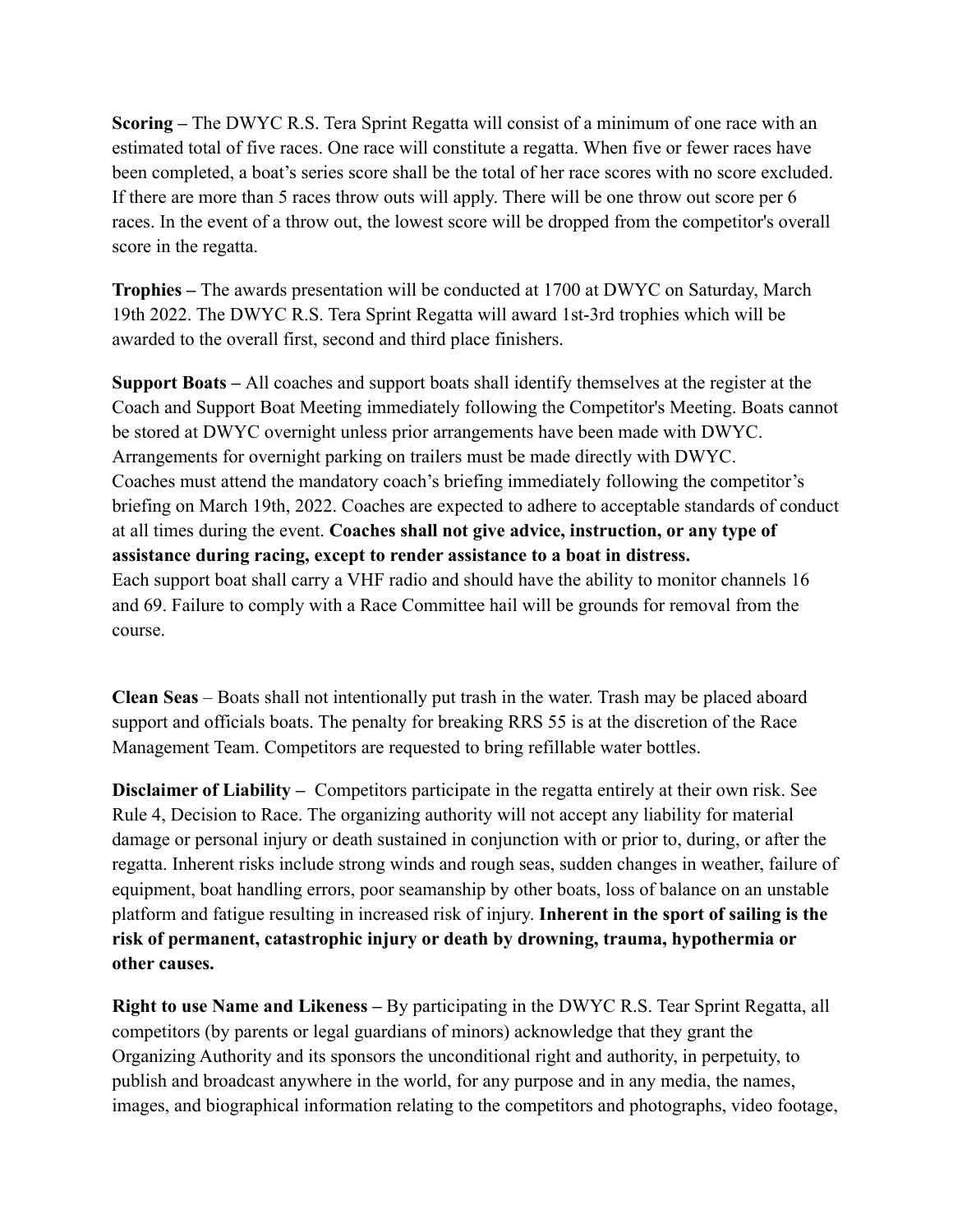**Scoring –** The DWYC R.S. Tera Sprint Regatta will consist of a minimum of one race with an estimated total of five races. One race will constitute a regatta. When five or fewer races have been completed, a boat's series score shall be the total of her race scores with no score excluded. If there are more than 5 races throw outs will apply. There will be one throw out score per 6 races. In the event of a throw out, the lowest score will be dropped from the competitor's overall score in the regatta.

**Trophies –** The awards presentation will be conducted at 1700 at DWYC on Saturday, March 19th 2022. The DWYC R.S. Tera Sprint Regatta will award 1st-3rd trophies which will be awarded to the overall first, second and third place finishers.

**Support Boats –** All coaches and support boats shall identify themselves at the register at the Coach and Support Boat Meeting immediately following the Competitor's Meeting. Boats cannot be stored at DWYC overnight unless prior arrangements have been made with DWYC. Arrangements for overnight parking on trailers must be made directly with DWYC.
Coaches must attend the mandatory coach's briefing immediately following the competitor's briefing on March 19th, 2022. Coaches are expected to adhere to acceptable standards of conduct at all times during the event. **Coaches shall not give advice, instruction, or any type of assistance during racing, except to render assistance to a boat in distress.**
Each support boat shall carry a VHF radio and should have the ability to monitor channels 16 and 69. Failure to comply with a Race Committee hail will be grounds for removal from the course.

**Clean Seas** – Boats shall not intentionally put trash in the water. Trash may be placed aboard support and officials boats. The penalty for breaking RRS 55 is at the discretion of the Race Management Team. Competitors are requested to bring refillable water bottles.

**Disclaimer of Liability –** Competitors participate in the regatta entirely at their own risk. See Rule 4, Decision to Race. The organizing authority will not accept any liability for material damage or personal injury or death sustained in conjunction with or prior to, during, or after the regatta. Inherent risks include strong winds and rough seas, sudden changes in weather, failure of equipment, boat handling errors, poor seamanship by other boats, loss of balance on an unstable platform and fatigue resulting in increased risk of injury. **Inherent in the sport of sailing is the risk of permanent, catastrophic injury or death by drowning, trauma, hypothermia or other causes.**

**Right to use Name and Likeness –** By participating in the DWYC R.S. Tear Sprint Regatta, all competitors (by parents or legal guardians of minors) acknowledge that they grant the Organizing Authority and its sponsors the unconditional right and authority, in perpetuity, to publish and broadcast anywhere in the world, for any purpose and in any media, the names, images, and biographical information relating to the competitors and photographs, video footage,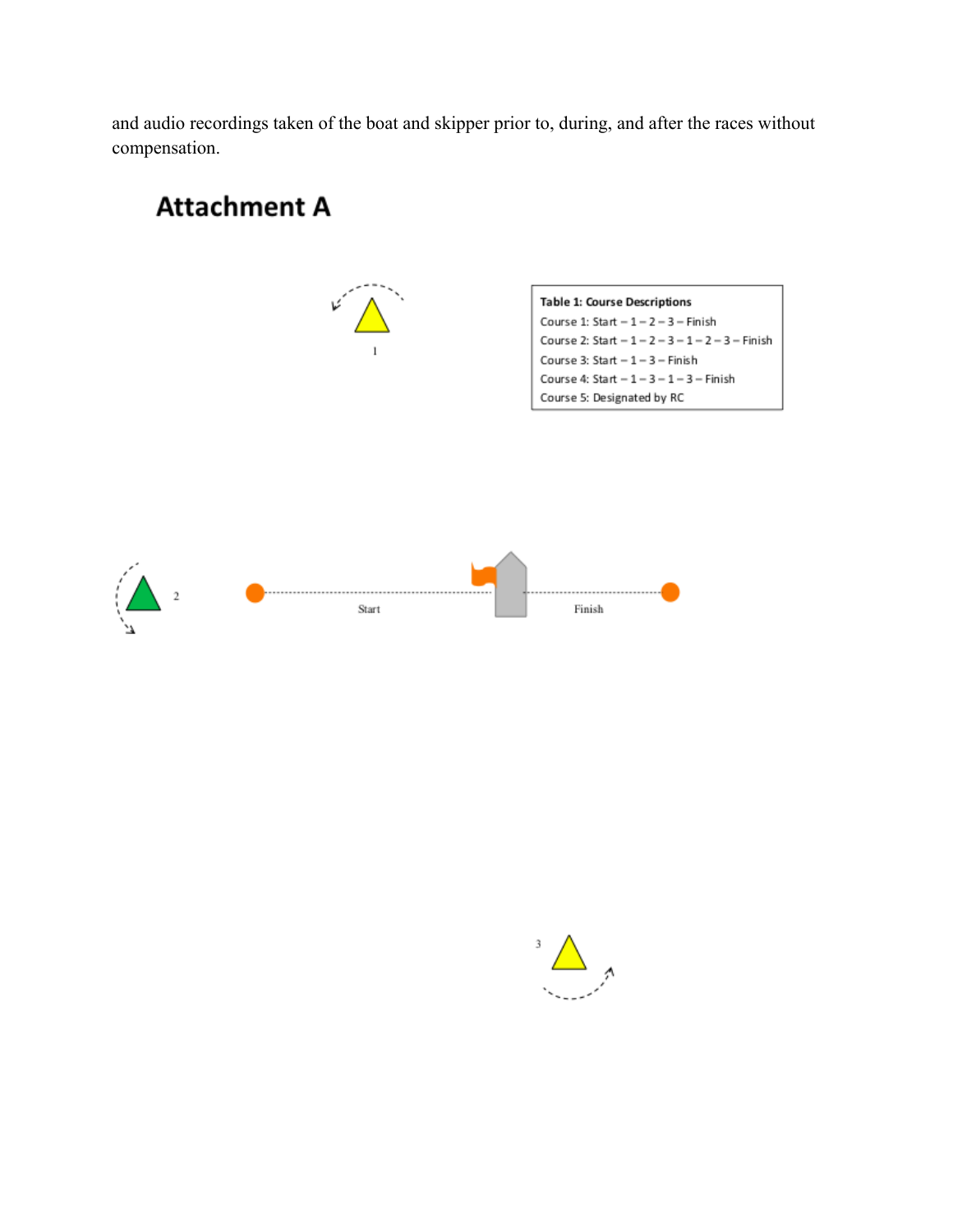and audio recordings taken of the boat and skipper prior to, during, and after the races without compensation.

# Attachment A

| Table 1: Course Descriptions |
| --- |
| Course 1: Start – 1 – 2 – 3 – Finish |
| Course 2: Start – 1 – 2 – 3 – 1 – 2 – 3 – Finish |
| Course 3: Start – 1 – 3 – Finish |
| Course 4: Start – 1 – 3 – 1 – 3 – Finish |
| Course 5: Designated by RC |

1

2

Start

Finish

3